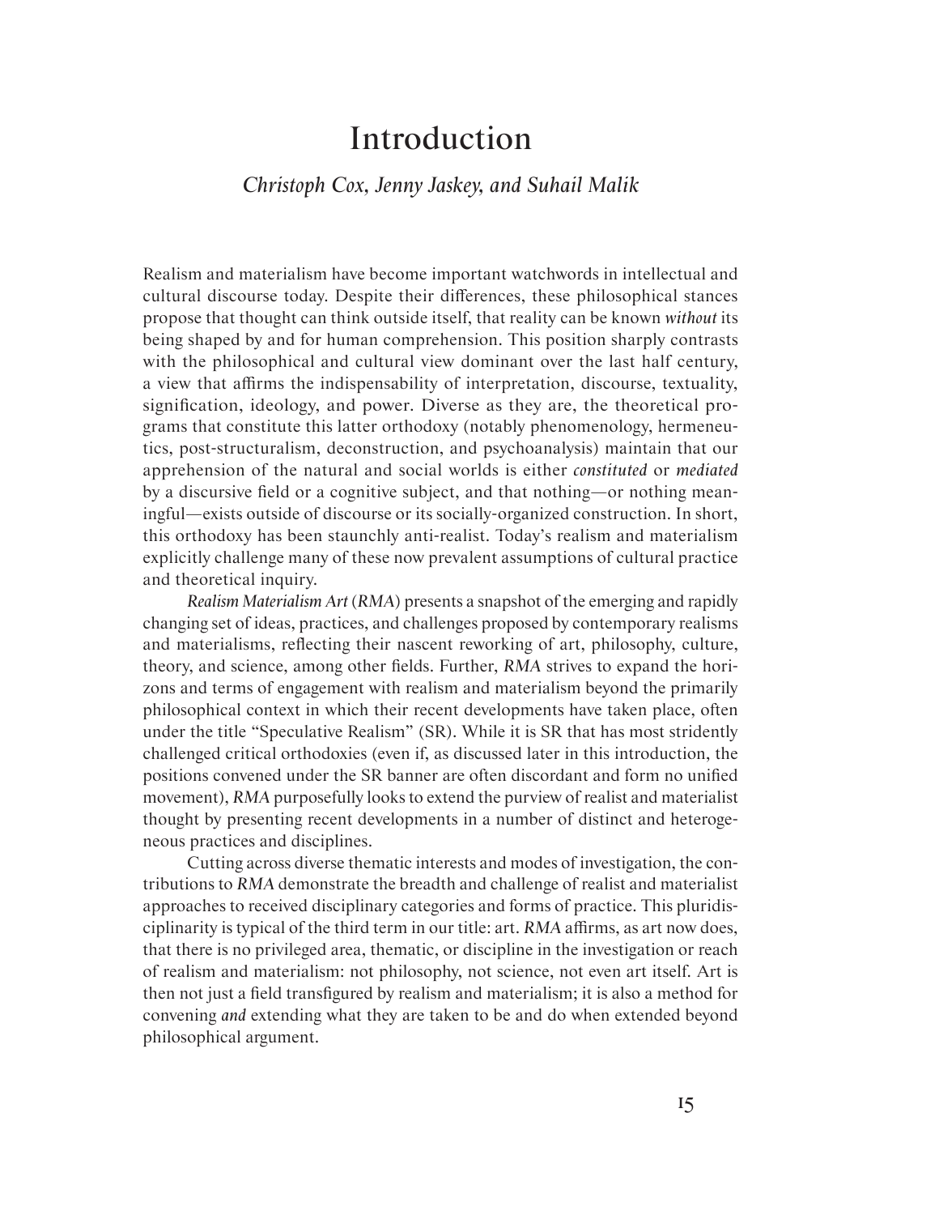# Introduction

*Christoph Cox, Jenny Jaskey, and Suhail Malik*

Realism and materialism have become important watchwords in intellectual and cultural discourse today. Despite their differences, these philosophical stances propose that thought can think outside itself, that reality can be known *without* its being shaped by and for human comprehension. This position sharply contrasts with the philosophical and cultural view dominant over the last half century, a view that affirms the indispensability of interpretation, discourse, textuality, signification, ideology, and power. Diverse as they are, the theoretical programs that constitute this latter orthodoxy (notably phenomenology, hermeneutics, post-structuralism, deconstruction, and psychoanalysis) maintain that our apprehension of the natural and social worlds is either *constituted* or *mediated* by a discursive field or a cognitive subject, and that nothing—or nothing meaningful—exists outside of discourse or its socially-organized construction. In short, this orthodoxy has been staunchly anti-realist. Today's realism and materialism explicitly challenge many of these now prevalent assumptions of cultural practice and theoretical inquiry.

*Realism Materialism Art* (*RMA*) presents a snapshot of the emerging and rapidly changing set of ideas, practices, and challenges proposed by contemporary realisms and materialisms, reflecting their nascent reworking of art, philosophy, culture, theory, and science, among other fields. Further, *RMA* strives to expand the horizons and terms of engagement with realism and materialism beyond the primarily philosophical context in which their recent developments have taken place, often under the title "Speculative Realism" (SR). While it is SR that has most stridently challenged critical orthodoxies (even if, as discussed later in this introduction, the positions convened under the SR banner are often discordant and form no unified movement), *RMA* purposefully looks to extend the purview of realist and materialist thought by presenting recent developments in a number of distinct and heterogeneous practices and disciplines.

Cutting across diverse thematic interests and modes of investigation, the contributions to *RMA* demonstrate the breadth and challenge of realist and materialist approaches to received disciplinary categories and forms of practice. This pluridisciplinarity is typical of the third term in our title: art. *RMA* affirms, as art now does, that there is no privileged area, thematic, or discipline in the investigation or reach of realism and materialism: not philosophy, not science, not even art itself. Art is then not just a field transfigured by realism and materialism; it is also a method for convening *and* extending what they are taken to be and do when extended beyond philosophical argument.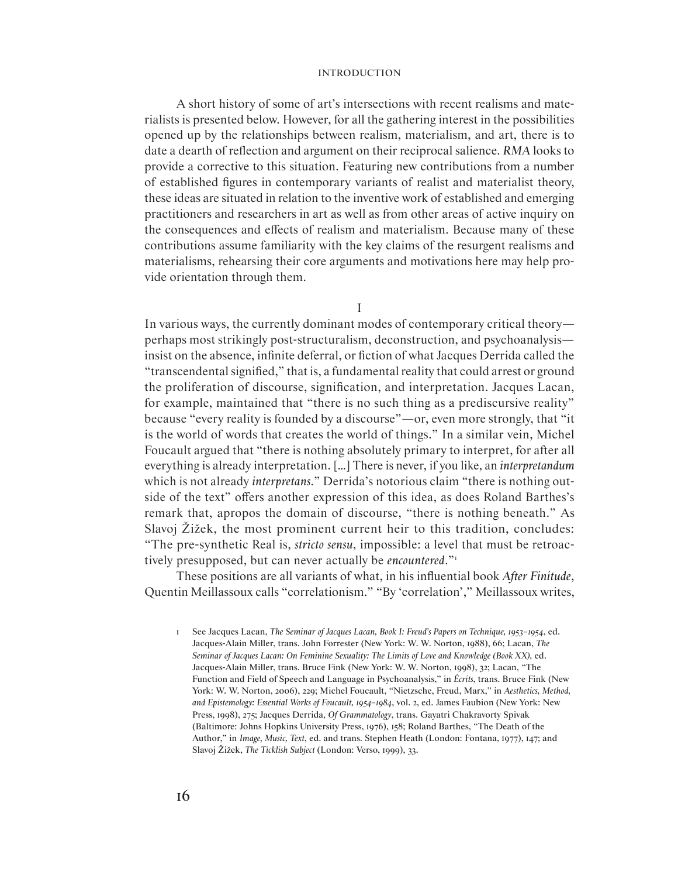A short history of some of art's intersections with recent realisms and materialists is presented below. However, for all the gathering interest in the possibilities opened up by the relationships between realism, materialism, and art, there is to date a dearth of reflection and argument on their reciprocal salience. *RMA* looks to provide a corrective to this situation. Featuring new contributions from a number of established figures in contemporary variants of realist and materialist theory, these ideas are situated in relation to the inventive work of established and emerging practitioners and researchers in art as well as from other areas of active inquiry on the consequences and effects of realism and materialism. Because many of these contributions assume familiarity with the key claims of the resurgent realisms and materialisms, rehearsing their core arguments and motivations here may help provide orientation through them.

## I

In various ways, the currently dominant modes of contemporary critical theory—perhaps most strikingly post-structuralism, deconstruction, and psychoanalysis—insist on the absence, infinite deferral, or fiction of what Jacques Derrida called the "transcendental signified," that is, a fundamental reality that could arrest or ground the proliferation of discourse, signification, and interpretation. Jacques Lacan, for example, maintained that "there is no such thing as a prediscursive reality" because "every reality is founded by a discourse"—or, even more strongly, that "it is the world of words that creates the world of things." In a similar vein, Michel Foucault argued that "there is nothing absolutely primary to interpret, for after all everything is already interpretation. [...] There is never, if you like, an *interpretandum* which is not already *interpretans*." Derrida's notorious claim "there is nothing outside of the text" offers another expression of this idea, as does Roland Barthes's remark that, apropos the domain of discourse, "there is nothing beneath." As Slavoj Žižek, the most prominent current heir to this tradition, concludes: "The pre-synthetic Real is, *stricto sensu*, impossible: a level that must be retroactively presupposed, but can never actually be *encountered*."[1]

These positions are all variants of what, in his influential book *After Finitude*, Quentin Meillassoux calls "correlationism." "By 'correlation'," Meillassoux writes,

---

1 See Jacques Lacan, *The Seminar of Jacques Lacan, Book I: Freud's Papers on Technique, 1953–1954*, ed. Jacques-Alain Miller, trans. John Forrester (New York: W. W. Norton, 1988), 66; Lacan, *The Seminar of Jacques Lacan: On Feminine Sexuality: The Limits of Love and Knowledge (Book XX)*, ed. Jacques-Alain Miller, trans. Bruce Fink (New York: W. W. Norton, 1998), 32; Lacan, "The Function and Field of Speech and Language in Psychoanalysis," in *Écrits*, trans. Bruce Fink (New York: W. W. Norton, 2006), 229; Michel Foucault, "Nietzsche, Freud, Marx," in *Aesthetics, Method, and Epistemology: Essential Works of Foucault, 1954–1984*, vol. 2, ed. James Faubion (New York: New Press, 1998), 275; Jacques Derrida, *Of Grammatology*, trans. Gayatri Chakravorty Spivak (Baltimore: Johns Hopkins University Press, 1976), 158; Roland Barthes, "The Death of the Author," in *Image, Music, Text*, ed. and trans. Stephen Heath (London: Fontana, 1977), 147; and Slavoj Žižek, *The Ticklish Subject* (London: Verso, 1999), 33.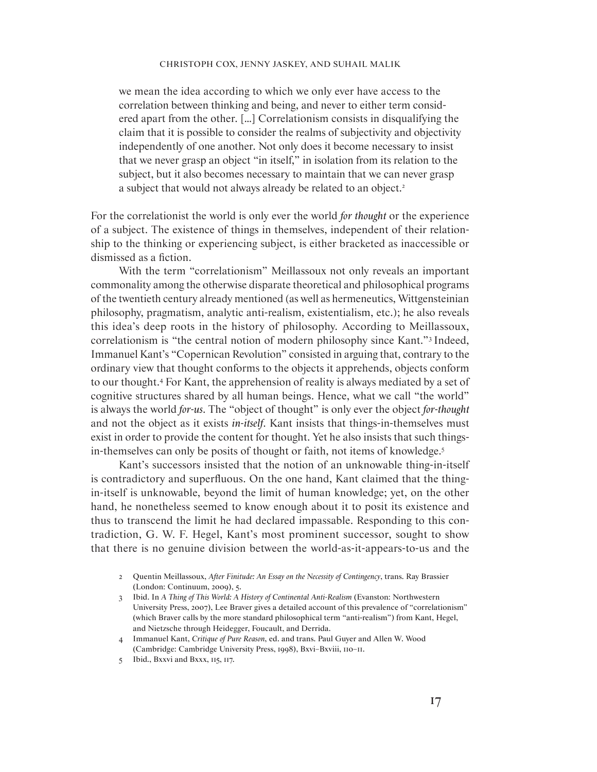> we mean the idea according to which we only ever have access to the correlation between thinking and being, and never to either term considered apart from the other. [...] Correlationism consists in disqualifying the claim that it is possible to consider the realms of subjectivity and objectivity independently of one another. Not only does it become necessary to insist that we never grasp an object "in itself," in isolation from its relation to the subject, but it also becomes necessary to maintain that we can never grasp a subject that would not always already be related to an object.[2]

For the correlationist the world is only ever the world *for thought* or the experience of a subject. The existence of things in themselves, independent of their relationship to the thinking or experiencing subject, is either bracketed as inaccessible or dismissed as a fiction.

With the term "correlationism" Meillassoux not only reveals an important commonality among the otherwise disparate theoretical and philosophical programs of the twentieth century already mentioned (as well as hermeneutics, Wittgensteinian philosophy, pragmatism, analytic anti-realism, existentialism, etc.); he also reveals this idea's deep roots in the history of philosophy. According to Meillassoux, correlationism is "the central notion of modern philosophy since Kant."[3] Indeed, Immanuel Kant's "Copernican Revolution" consisted in arguing that, contrary to the ordinary view that thought conforms to the objects it apprehends, objects conform to our thought.[4] For Kant, the apprehension of reality is always mediated by a set of cognitive structures shared by all human beings. Hence, what we call "the world" is always the world *for-us*. The "object of thought" is only ever the object *for-thought* and not the object as it exists *in-itself*. Kant insists that things-in-themselves must exist in order to provide the content for thought. Yet he also insists that such things-in-themselves can only be posits of thought or faith, not items of knowledge.[5]

Kant's successors insisted that the notion of an unknowable thing-in-itself is contradictory and superfluous. On the one hand, Kant claimed that the thing-in-itself is unknowable, beyond the limit of human knowledge; yet, on the other hand, he nonetheless seemed to know enough about it to posit its existence and thus to transcend the limit he had declared impassable. Responding to this contradiction, G. W. F. Hegel, Kant's most prominent successor, sought to show that there is no genuine division between the world-as-it-appears-to-us and the

---

2 Quentin Meillassoux, *After Finitude: An Essay on the Necessity of Contingency*, trans. Ray Brassier (London: Continuum, 2009), 5.

3 Ibid. In *A Thing of This World: A History of Continental Anti-Realism* (Evanston: Northwestern University Press, 2007), Lee Braver gives a detailed account of this prevalence of "correlationism" (which Braver calls by the more standard philosophical term "anti-realism") from Kant, Hegel, and Nietzsche through Heidegger, Foucault, and Derrida.

4 Immanuel Kant, *Critique of Pure Reason*, ed. and trans. Paul Guyer and Allen W. Wood (Cambridge: Cambridge University Press, 1998), Bxvi–Bxviii, 110–11.

5 Ibid., Bxxvi and Bxxx, 115, 117.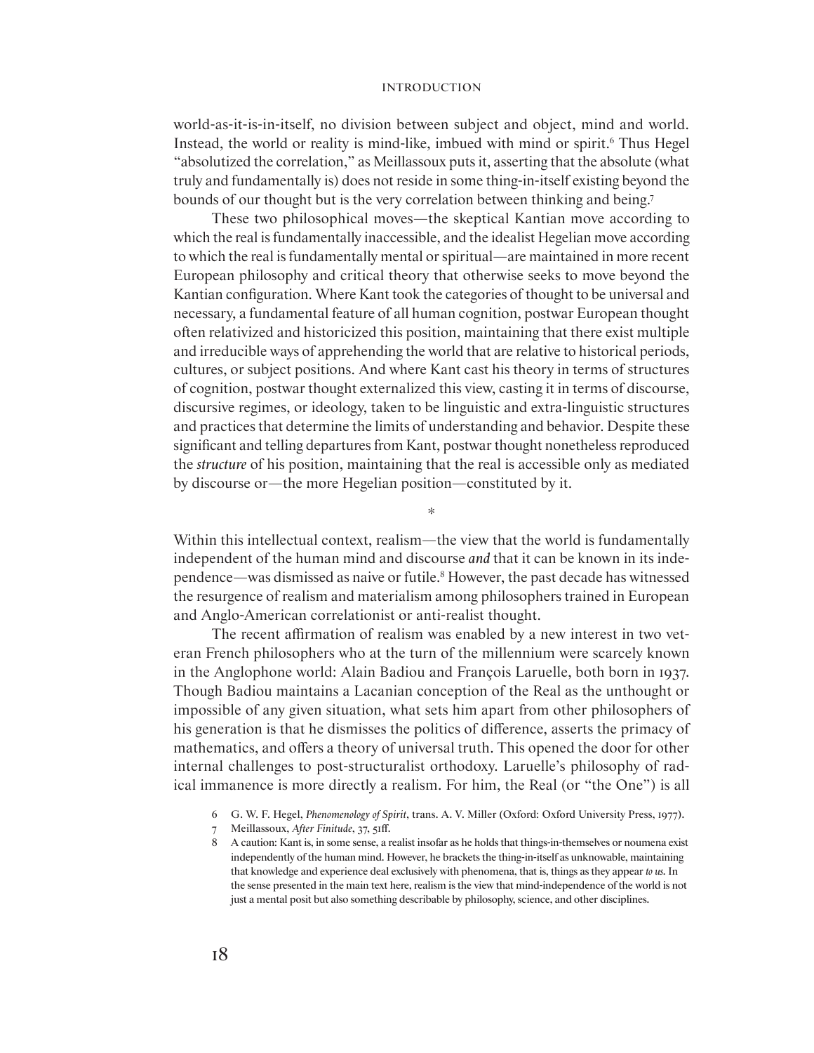world-as-it-is-in-itself, no division between subject and object, mind and world. Instead, the world or reality is mind-like, imbued with mind or spirit.[6] Thus Hegel "absolutized the correlation," as Meillassoux puts it, asserting that the absolute (what truly and fundamentally is) does not reside in some thing-in-itself existing beyond the bounds of our thought but is the very correlation between thinking and being.[7]

These two philosophical moves—the skeptical Kantian move according to which the real is fundamentally inaccessible, and the idealist Hegelian move according to which the real is fundamentally mental or spiritual—are maintained in more recent European philosophy and critical theory that otherwise seeks to move beyond the Kantian configuration. Where Kant took the categories of thought to be universal and necessary, a fundamental feature of all human cognition, postwar European thought often relativized and historicized this position, maintaining that there exist multiple and irreducible ways of apprehending the world that are relative to historical periods, cultures, or subject positions. And where Kant cast his theory in terms of structures of cognition, postwar thought externalized this view, casting it in terms of discourse, discursive regimes, or ideology, taken to be linguistic and extra-linguistic structures and practices that determine the limits of understanding and behavior. Despite these significant and telling departures from Kant, postwar thought nonetheless reproduced the *structure* of his position, maintaining that the real is accessible only as mediated by discourse or—the more Hegelian position—constituted by it.

*

Within this intellectual context, realism—the view that the world is fundamentally independent of the human mind and discourse ***and*** that it can be known in its independence—was dismissed as naive or futile.[8] However, the past decade has witnessed the resurgence of realism and materialism among philosophers trained in European and Anglo-American correlationist or anti-realist thought.

The recent affirmation of realism was enabled by a new interest in two veteran French philosophers who at the turn of the millennium were scarcely known in the Anglophone world: Alain Badiou and François Laruelle, both born in 1937. Though Badiou maintains a Lacanian conception of the Real as the unthought or impossible of any given situation, what sets him apart from other philosophers of his generation is that he dismisses the politics of difference, asserts the primacy of mathematics, and offers a theory of universal truth. This opened the door for other internal challenges to post-structuralist orthodoxy. Laruelle's philosophy of radical immanence is more directly a realism. For him, the Real (or "the One") is all

6 G. W. F. Hegel, *Phenomenology of Spirit*, trans. A. V. Miller (Oxford: Oxford University Press, 1977).

7 Meillassoux, *After Finitude*, 37, 51ff.

8 A caution: Kant is, in some sense, a realist insofar as he holds that things-in-themselves or noumena exist independently of the human mind. However, he brackets the thing-in-itself as unknowable, maintaining that knowledge and experience deal exclusively with phenomena, that is, things as they appear *to us*. In the sense presented in the main text here, realism is the view that mind-independence of the world is not just a mental posit but also something describable by philosophy, science, and other disciplines.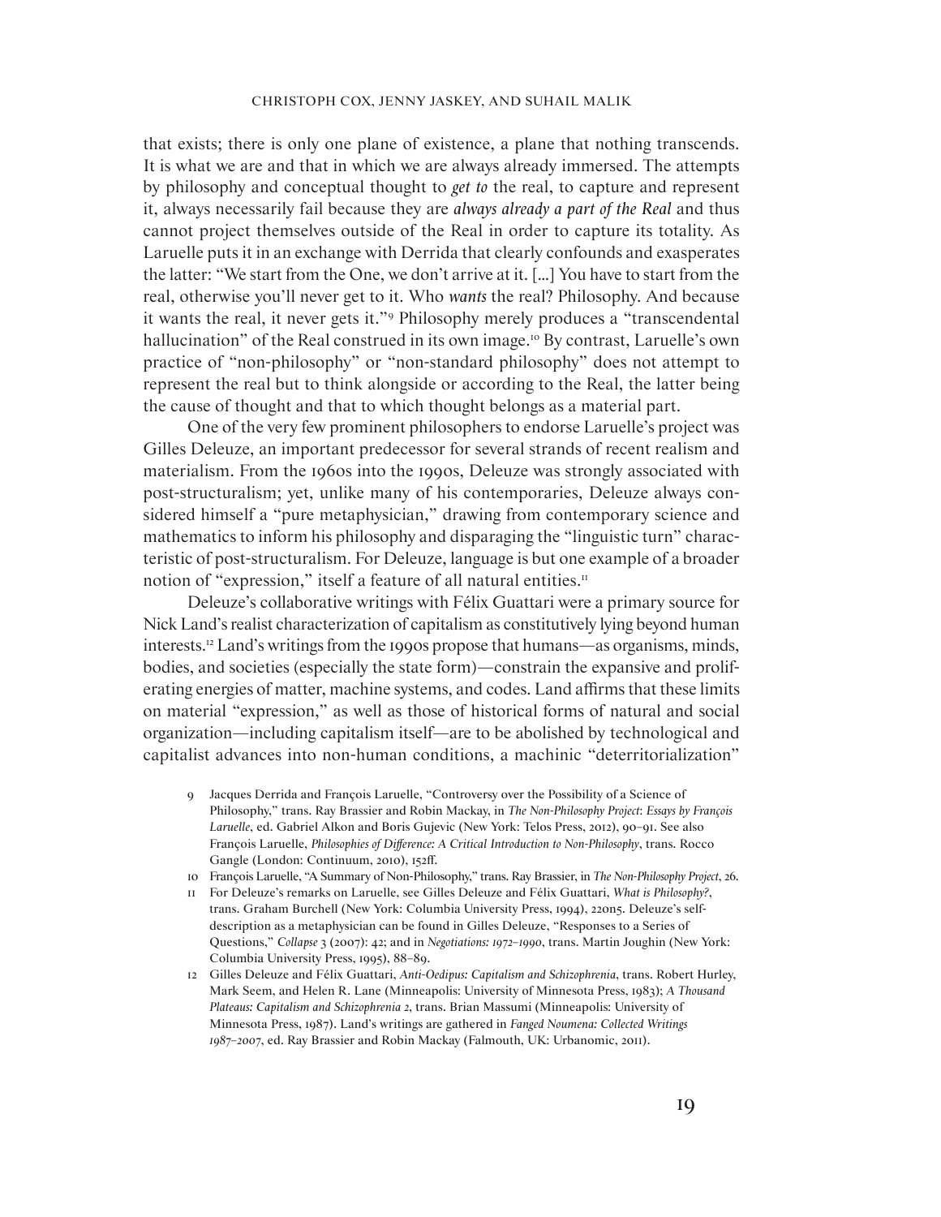that exists; there is only one plane of existence, a plane that nothing transcends. It is what we are and that in which we are always already immersed. The attempts by philosophy and conceptual thought to *get to* the real, to capture and represent it, always necessarily fail because they are *always already a part of the Real* and thus cannot project themselves outside of the Real in order to capture its totality. As Laruelle puts it in an exchange with Derrida that clearly confounds and exasperates the latter: "We start from the One, we don't arrive at it. [...] You have to start from the real, otherwise you'll never get to it. Who *wants* the real? Philosophy. And because it wants the real, it never gets it."[9] Philosophy merely produces a "transcendental hallucination" of the Real construed in its own image.[10] By contrast, Laruelle's own practice of "non-philosophy" or "non-standard philosophy" does not attempt to represent the real but to think alongside or according to the Real, the latter being the cause of thought and that to which thought belongs as a material part.

One of the very few prominent philosophers to endorse Laruelle's project was Gilles Deleuze, an important predecessor for several strands of recent realism and materialism. From the 1960s into the 1990s, Deleuze was strongly associated with post-structuralism; yet, unlike many of his contemporaries, Deleuze always considered himself a "pure metaphysician," drawing from contemporary science and mathematics to inform his philosophy and disparaging the "linguistic turn" characteristic of post-structuralism. For Deleuze, language is but one example of a broader notion of "expression," itself a feature of all natural entities.[11]

Deleuze's collaborative writings with Félix Guattari were a primary source for Nick Land's realist characterization of capitalism as constitutively lying beyond human interests.[12] Land's writings from the 1990s propose that humans—as organisms, minds, bodies, and societies (especially the state form)—constrain the expansive and proliferating energies of matter, machine systems, and codes. Land affirms that these limits on material "expression," as well as those of historical forms of natural and social organization—including capitalism itself—are to be abolished by technological and capitalist advances into non-human conditions, a machinic "deterritorialization"

9 Jacques Derrida and François Laruelle, "Controversy over the Possibility of a Science of Philosophy," trans. Ray Brassier and Robin Mackay, in *The Non-Philosophy Project: Essays by François Laruelle*, ed. Gabriel Alkon and Boris Gujevic (New York: Telos Press, 2012), 90–91. See also François Laruelle, *Philosophies of Difference: A Critical Introduction to Non-Philosophy*, trans. Rocco Gangle (London: Continuum, 2010), 152ff.

10 François Laruelle, "A Summary of Non-Philosophy," trans. Ray Brassier, in *The Non-Philosophy Project*, 26.

11 For Deleuze's remarks on Laruelle, see Gilles Deleuze and Félix Guattari, *What is Philosophy?*, trans. Graham Burchell (New York: Columbia University Press, 1994), 220n5. Deleuze's self-description as a metaphysician can be found in Gilles Deleuze, "Responses to a Series of Questions," *Collapse* 3 (2007): 42; and in *Negotiations: 1972–1990*, trans. Martin Joughin (New York: Columbia University Press, 1995), 88–89.

12 Gilles Deleuze and Félix Guattari, *Anti-Oedipus: Capitalism and Schizophrenia*, trans. Robert Hurley, Mark Seem, and Helen R. Lane (Minneapolis: University of Minnesota Press, 1983); *A Thousand Plateaus: Capitalism and Schizophrenia 2*, trans. Brian Massumi (Minneapolis: University of Minnesota Press, 1987). Land's writings are gathered in *Fanged Noumena: Collected Writings 1987–2007*, ed. Ray Brassier and Robin Mackay (Falmouth, UK: Urbanomic, 2011).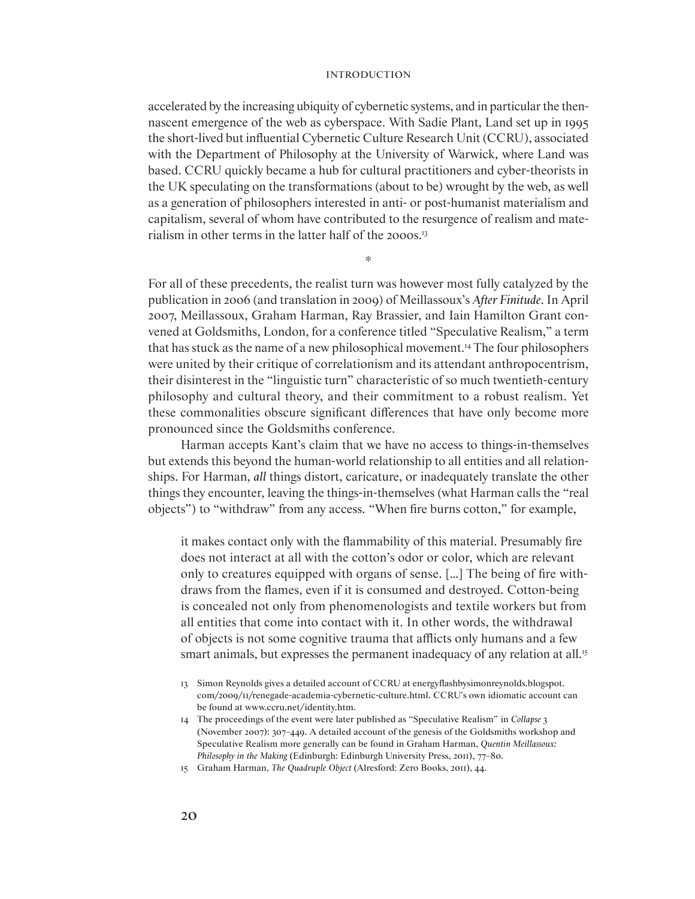accelerated by the increasing ubiquity of cybernetic systems, and in particular the then-nascent emergence of the web as cyberspace. With Sadie Plant, Land set up in 1995 the short-lived but influential Cybernetic Culture Research Unit (CCRU), associated with the Department of Philosophy at the University of Warwick, where Land was based. CCRU quickly became a hub for cultural practitioners and cyber-theorists in the UK speculating on the transformations (about to be) wrought by the web, as well as a generation of philosophers interested in anti- or post-humanist materialism and capitalism, several of whom have contributed to the resurgence of realism and materialism in other terms in the latter half of the 2000s.[13]

*

For all of these precedents, the realist turn was however most fully catalyzed by the publication in 2006 (and translation in 2009) of Meillassoux's *After Finitude*. In April 2007, Meillassoux, Graham Harman, Ray Brassier, and Iain Hamilton Grant convened at Goldsmiths, London, for a conference titled "Speculative Realism," a term that has stuck as the name of a new philosophical movement.[14] The four philosophers were united by their critique of correlationism and its attendant anthropocentrism, their disinterest in the "linguistic turn" characteristic of so much twentieth-century philosophy and cultural theory, and their commitment to a robust realism. Yet these commonalities obscure significant differences that have only become more pronounced since the Goldsmiths conference.

Harman accepts Kant's claim that we have no access to things-in-themselves but extends this beyond the human-world relationship to all entities and all relationships. For Harman, *all* things distort, caricature, or inadequately translate the other things they encounter, leaving the things-in-themselves (what Harman calls the "real objects") to "withdraw" from any access. "When fire burns cotton," for example,

> it makes contact only with the flammability of this material. Presumably fire does not interact at all with the cotton's odor or color, which are relevant only to creatures equipped with organs of sense. [...] The being of fire withdraws from the flames, even if it is consumed and destroyed. Cotton-being is concealed not only from phenomenologists and textile workers but from all entities that come into contact with it. In other words, the withdrawal of objects is not some cognitive trauma that afflicts only humans and a few smart animals, but expresses the permanent inadequacy of any relation at all.[15]

13 Simon Reynolds gives a detailed account of CCRU at energyflashbysimonreynolds.blogspot.com/2009/11/renegade-academia-cybernetic-culture.html. CCRU's own idiomatic account can be found at www.ccru.net/identity.htm.

14 The proceedings of the event were later published as "Speculative Realism" in *Collapse* 3 (November 2007): 307–449. A detailed account of the genesis of the Goldsmiths workshop and Speculative Realism more generally can be found in Graham Harman, *Quentin Meillassoux: Philosophy in the Making* (Edinburgh: Edinburgh University Press, 2011), 77–80.

15 Graham Harman, *The Quadruple Object* (Alresford: Zero Books, 2011), 44.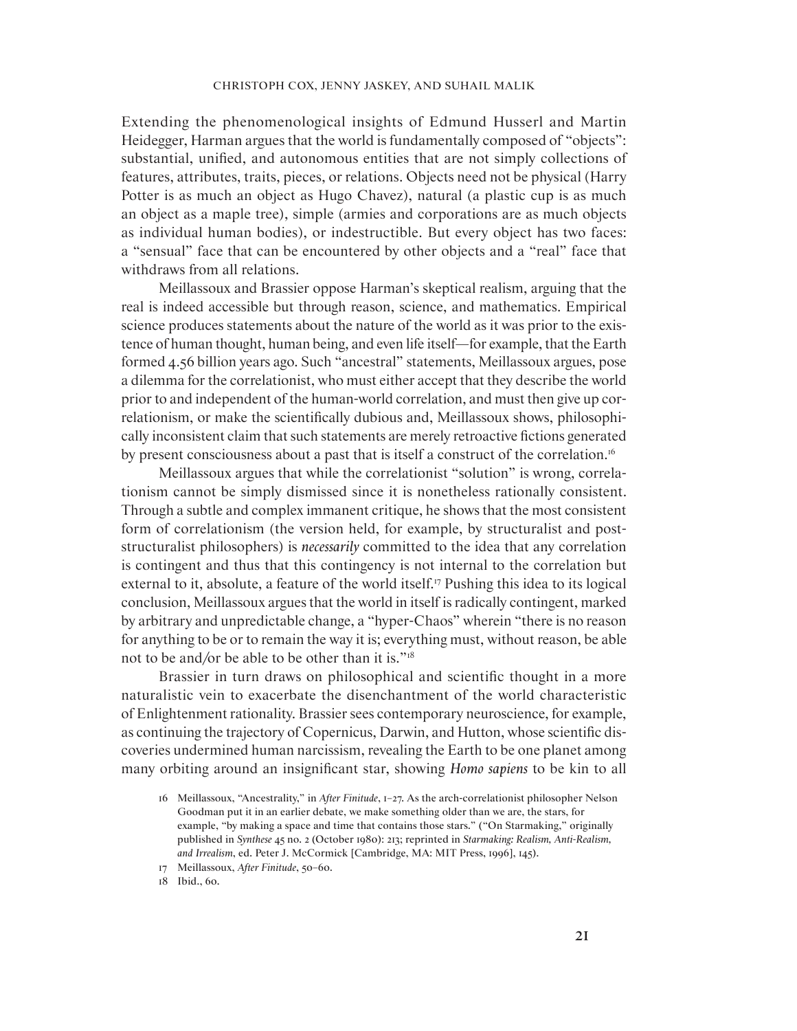Extending the phenomenological insights of Edmund Husserl and Martin Heidegger, Harman argues that the world is fundamentally composed of "objects": substantial, unified, and autonomous entities that are not simply collections of features, attributes, traits, pieces, or relations. Objects need not be physical (Harry Potter is as much an object as Hugo Chavez), natural (a plastic cup is as much an object as a maple tree), simple (armies and corporations are as much objects as individual human bodies), or indestructible. But every object has two faces: a "sensual" face that can be encountered by other objects and a "real" face that withdraws from all relations.

Meillassoux and Brassier oppose Harman's skeptical realism, arguing that the real is indeed accessible but through reason, science, and mathematics. Empirical science produces statements about the nature of the world as it was prior to the existence of human thought, human being, and even life itself—for example, that the Earth formed 4.56 billion years ago. Such "ancestral" statements, Meillassoux argues, pose a dilemma for the correlationist, who must either accept that they describe the world prior to and independent of the human-world correlation, and must then give up correlationism, or make the scientifically dubious and, Meillassoux shows, philosophically inconsistent claim that such statements are merely retroactive fictions generated by present consciousness about a past that is itself a construct of the correlation.[16]

Meillassoux argues that while the correlationist "solution" is wrong, correlationism cannot be simply dismissed since it is nonetheless rationally consistent. Through a subtle and complex immanent critique, he shows that the most consistent form of correlationism (the version held, for example, by structuralist and poststructuralist philosophers) is *necessarily* committed to the idea that any correlation is contingent and thus that this contingency is not internal to the correlation but external to it, absolute, a feature of the world itself.[17] Pushing this idea to its logical conclusion, Meillassoux argues that the world in itself is radically contingent, marked by arbitrary and unpredictable change, a "hyper-Chaos" wherein "there is no reason for anything to be or to remain the way it is; everything must, without reason, be able not to be and/or be able to be other than it is."[18]

Brassier in turn draws on philosophical and scientific thought in a more naturalistic vein to exacerbate the disenchantment of the world characteristic of Enlightenment rationality. Brassier sees contemporary neuroscience, for example, as continuing the trajectory of Copernicus, Darwin, and Hutton, whose scientific discoveries undermined human narcissism, revealing the Earth to be one planet among many orbiting around an insignificant star, showing *Homo sapiens* to be kin to all

16 Meillassoux, "Ancestrality," in *After Finitude*, 1–27. As the arch-correlationist philosopher Nelson Goodman put it in an earlier debate, we make something older than we are, the stars, for example, "by making a space and time that contains those stars." ("On Starmaking," originally published in *Synthese* 45 no. 2 (October 1980): 213; reprinted in *Starmaking: Realism, Anti-Realism, and Irrealism*, ed. Peter J. McCormick [Cambridge, MA: MIT Press, 1996], 145).

17 Meillassoux, *After Finitude*, 50–60.

18 Ibid., 60.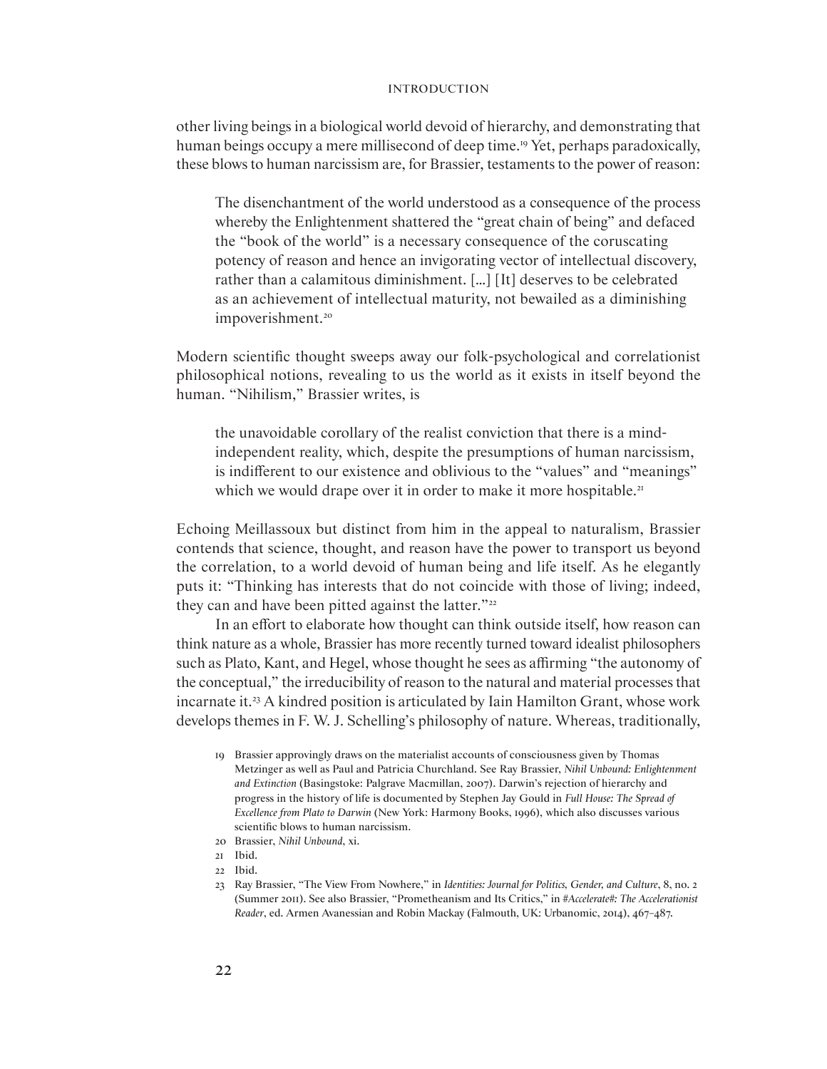other living beings in a biological world devoid of hierarchy, and demonstrating that human beings occupy a mere millisecond of deep time.[19] Yet, perhaps paradoxically, these blows to human narcissism are, for Brassier, testaments to the power of reason:

> The disenchantment of the world understood as a consequence of the process whereby the Enlightenment shattered the "great chain of being" and defaced the "book of the world" is a necessary consequence of the coruscating potency of reason and hence an invigorating vector of intellectual discovery, rather than a calamitous diminishment. [...] [It] deserves to be celebrated as an achievement of intellectual maturity, not bewailed as a diminishing impoverishment.[20]

Modern scientific thought sweeps away our folk-psychological and correlationist philosophical notions, revealing to us the world as it exists in itself beyond the human. "Nihilism," Brassier writes, is

> the unavoidable corollary of the realist conviction that there is a mind-independent reality, which, despite the presumptions of human narcissism, is indifferent to our existence and oblivious to the "values" and "meanings" which we would drape over it in order to make it more hospitable.[21]

Echoing Meillassoux but distinct from him in the appeal to naturalism, Brassier contends that science, thought, and reason have the power to transport us beyond the correlation, to a world devoid of human being and life itself. As he elegantly puts it: "Thinking has interests that do not coincide with those of living; indeed, they can and have been pitted against the latter."[22]

In an effort to elaborate how thought can think outside itself, how reason can think nature as a whole, Brassier has more recently turned toward idealist philosophers such as Plato, Kant, and Hegel, whose thought he sees as affirming "the autonomy of the conceptual," the irreducibility of reason to the natural and material processes that incarnate it.[23] A kindred position is articulated by Iain Hamilton Grant, whose work develops themes in F. W. J. Schelling's philosophy of nature. Whereas, traditionally,

19 Brassier approvingly draws on the materialist accounts of consciousness given by Thomas Metzinger as well as Paul and Patricia Churchland. See Ray Brassier, *Nihil Unbound: Enlightenment and Extinction* (Basingstoke: Palgrave Macmillan, 2007). Darwin's rejection of hierarchy and progress in the history of life is documented by Stephen Jay Gould in *Full House: The Spread of Excellence from Plato to Darwin* (New York: Harmony Books, 1996), which also discusses various scientific blows to human narcissism.

20 Brassier, *Nihil Unbound*, xi.

21 Ibid.

22 Ibid.

23 Ray Brassier, "The View From Nowhere," in *Identities: Journal for Politics, Gender, and Culture*, 8, no. 2 (Summer 2011). See also Brassier, "Prometheanism and Its Critics," in *#Accelerate#: The Accelerationist Reader*, ed. Armen Avanessian and Robin Mackay (Falmouth, UK: Urbanomic, 2014), 467–487.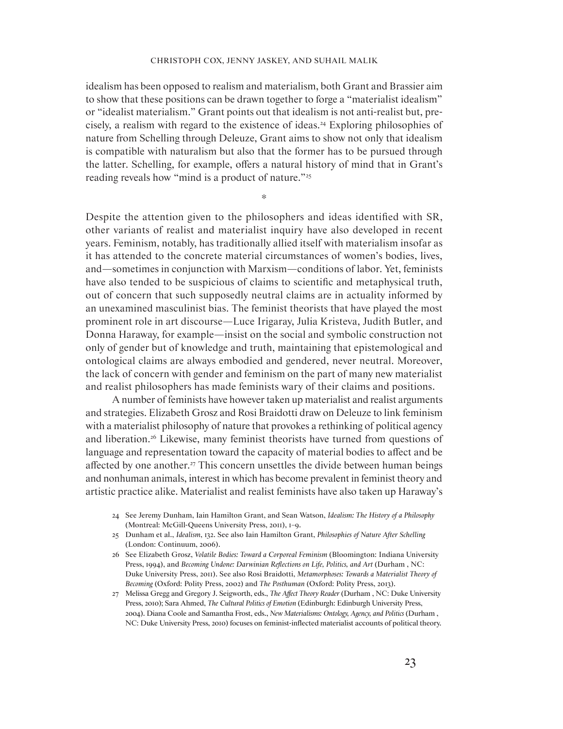idealism has been opposed to realism and materialism, both Grant and Brassier aim to show that these positions can be drawn together to forge a "materialist idealism" or "idealist materialism." Grant points out that idealism is not anti-realist but, precisely, a realism with regard to the existence of ideas.[24] Exploring philosophies of nature from Schelling through Deleuze, Grant aims to show not only that idealism is compatible with naturalism but also that the former has to be pursued through the latter. Schelling, for example, offers a natural history of mind that in Grant's reading reveals how "mind is a product of nature."[25]

*

Despite the attention given to the philosophers and ideas identified with SR, other variants of realist and materialist inquiry have also developed in recent years. Feminism, notably, has traditionally allied itself with materialism insofar as it has attended to the concrete material circumstances of women's bodies, lives, and—sometimes in conjunction with Marxism—conditions of labor. Yet, feminists have also tended to be suspicious of claims to scientific and metaphysical truth, out of concern that such supposedly neutral claims are in actuality informed by an unexamined masculinist bias. The feminist theorists that have played the most prominent role in art discourse—Luce Irigaray, Julia Kristeva, Judith Butler, and Donna Haraway, for example—insist on the social and symbolic construction not only of gender but of knowledge and truth, maintaining that epistemological and ontological claims are always embodied and gendered, never neutral. Moreover, the lack of concern with gender and feminism on the part of many new materialist and realist philosophers has made feminists wary of their claims and positions.

A number of feminists have however taken up materialist and realist arguments and strategies. Elizabeth Grosz and Rosi Braidotti draw on Deleuze to link feminism with a materialist philosophy of nature that provokes a rethinking of political agency and liberation.[26] Likewise, many feminist theorists have turned from questions of language and representation toward the capacity of material bodies to affect and be affected by one another.[27] This concern unsettles the divide between human beings and nonhuman animals, interest in which has become prevalent in feminist theory and artistic practice alike. Materialist and realist feminists have also taken up Haraway's

24 See Jeremy Dunham, Iain Hamilton Grant, and Sean Watson, *Idealism: The History of a Philosophy* (Montreal: McGill-Queens University Press, 2011), 1–9.

25 Dunham et al., *Idealism*, 132. See also Iain Hamilton Grant, *Philosophies of Nature After Schelling* (London: Continuum, 2006).

26 See Elizabeth Grosz, *Volatile Bodies: Toward a Corporeal Feminism* (Bloomington: Indiana University Press, 1994), and *Becoming Undone: Darwinian Reflections on Life, Politics, and Art* (Durham , NC: Duke University Press, 2011). See also Rosi Braidotti, *Metamorphoses: Towards a Materialist Theory of Becoming* (Oxford: Polity Press, 2002) and *The Posthuman* (Oxford: Polity Press, 2013).

27 Melissa Gregg and Gregory J. Seigworth, eds., *The Affect Theory Reader* (Durham , NC: Duke University Press, 2010); Sara Ahmed, *The Cultural Politics of Emotion* (Edinburgh: Edinburgh University Press, 2004). Diana Coole and Samantha Frost, eds., *New Materialisms: Ontology, Agency, and Politics* (Durham , NC: Duke University Press, 2010) focuses on feminist-inflected materialist accounts of political theory.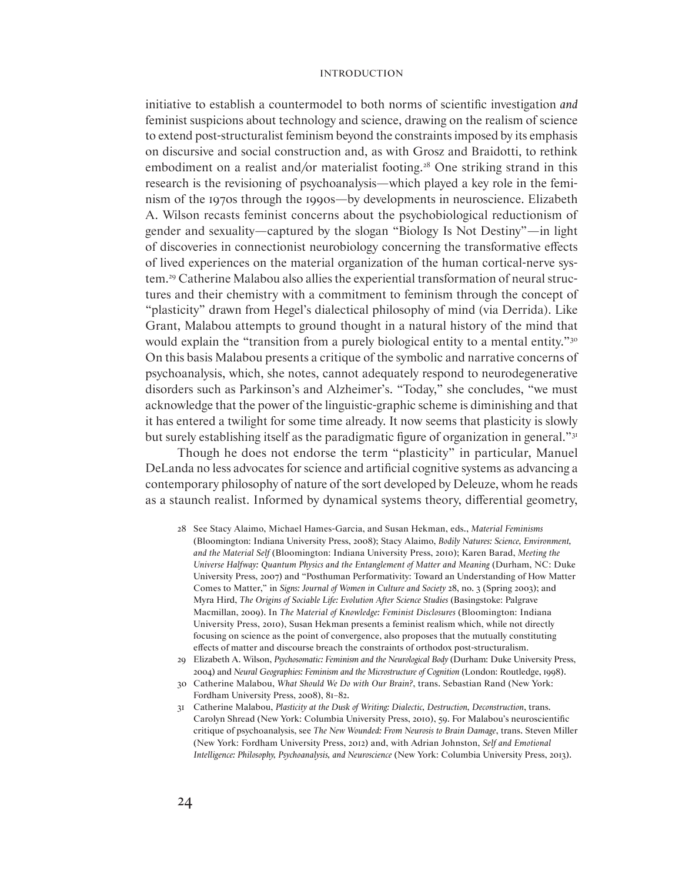initiative to establish a countermodel to both norms of scientific investigation *and* feminist suspicions about technology and science, drawing on the realism of science to extend post-structuralist feminism beyond the constraints imposed by its emphasis on discursive and social construction and, as with Grosz and Braidotti, to rethink embodiment on a realist and/or materialist footing.[28] One striking strand in this research is the revisioning of psychoanalysis—which played a key role in the feminism of the 1970s through the 1990s—by developments in neuroscience. Elizabeth A. Wilson recasts feminist concerns about the psychobiological reductionism of gender and sexuality—captured by the slogan "Biology Is Not Destiny"—in light of discoveries in connectionist neurobiology concerning the transformative effects of lived experiences on the material organization of the human cortical-nerve system.[29] Catherine Malabou also allies the experiential transformation of neural structures and their chemistry with a commitment to feminism through the concept of "plasticity" drawn from Hegel's dialectical philosophy of mind (via Derrida). Like Grant, Malabou attempts to ground thought in a natural history of the mind that would explain the "transition from a purely biological entity to a mental entity."[30] On this basis Malabou presents a critique of the symbolic and narrative concerns of psychoanalysis, which, she notes, cannot adequately respond to neurodegenerative disorders such as Parkinson's and Alzheimer's. "Today," she concludes, "we must acknowledge that the power of the linguistic-graphic scheme is diminishing and that it has entered a twilight for some time already. It now seems that plasticity is slowly but surely establishing itself as the paradigmatic figure of organization in general."[31]

Though he does not endorse the term "plasticity" in particular, Manuel DeLanda no less advocates for science and artificial cognitive systems as advancing a contemporary philosophy of nature of the sort developed by Deleuze, whom he reads as a staunch realist. Informed by dynamical systems theory, differential geometry,

28 See Stacy Alaimo, Michael Hames-Garcia, and Susan Hekman, eds., *Material Feminisms* (Bloomington: Indiana University Press, 2008); Stacy Alaimo, *Bodily Natures: Science, Environment, and the Material Self* (Bloomington: Indiana University Press, 2010); Karen Barad, *Meeting the Universe Halfway: Quantum Physics and the Entanglement of Matter and Meaning* (Durham, NC: Duke University Press, 2007) and "Posthuman Performativity: Toward an Understanding of How Matter Comes to Matter," in *Signs: Journal of Women in Culture and Society* 28, no. 3 (Spring 2003); and Myra Hird, *The Origins of Sociable Life: Evolution After Science Studies* (Basingstoke: Palgrave Macmillan, 2009). In *The Material of Knowledge: Feminist Disclosures* (Bloomington: Indiana University Press, 2010), Susan Hekman presents a feminist realism which, while not directly focusing on science as the point of convergence, also proposes that the mutually constituting effects of matter and discourse breach the constraints of orthodox post-structuralism.

29 Elizabeth A. Wilson, *Psychosomatic: Feminism and the Neurological Body* (Durham: Duke University Press, 2004) and *Neural Geographies: Feminism and the Microstructure of Cognition* (London: Routledge, 1998).

30 Catherine Malabou, *What Should We Do with Our Brain?*, trans. Sebastian Rand (New York: Fordham University Press, 2008), 81–82.

31 Catherine Malabou, *Plasticity at the Dusk of Writing: Dialectic, Destruction, Deconstruction*, trans. Carolyn Shread (New York: Columbia University Press, 2010), 59. For Malabou's neuroscientific critique of psychoanalysis, see *The New Wounded: From Neurosis to Brain Damage*, trans. Steven Miller (New York: Fordham University Press, 2012) and, with Adrian Johnston, *Self and Emotional Intelligence: Philosophy, Psychoanalysis, and Neuroscience* (New York: Columbia University Press, 2013).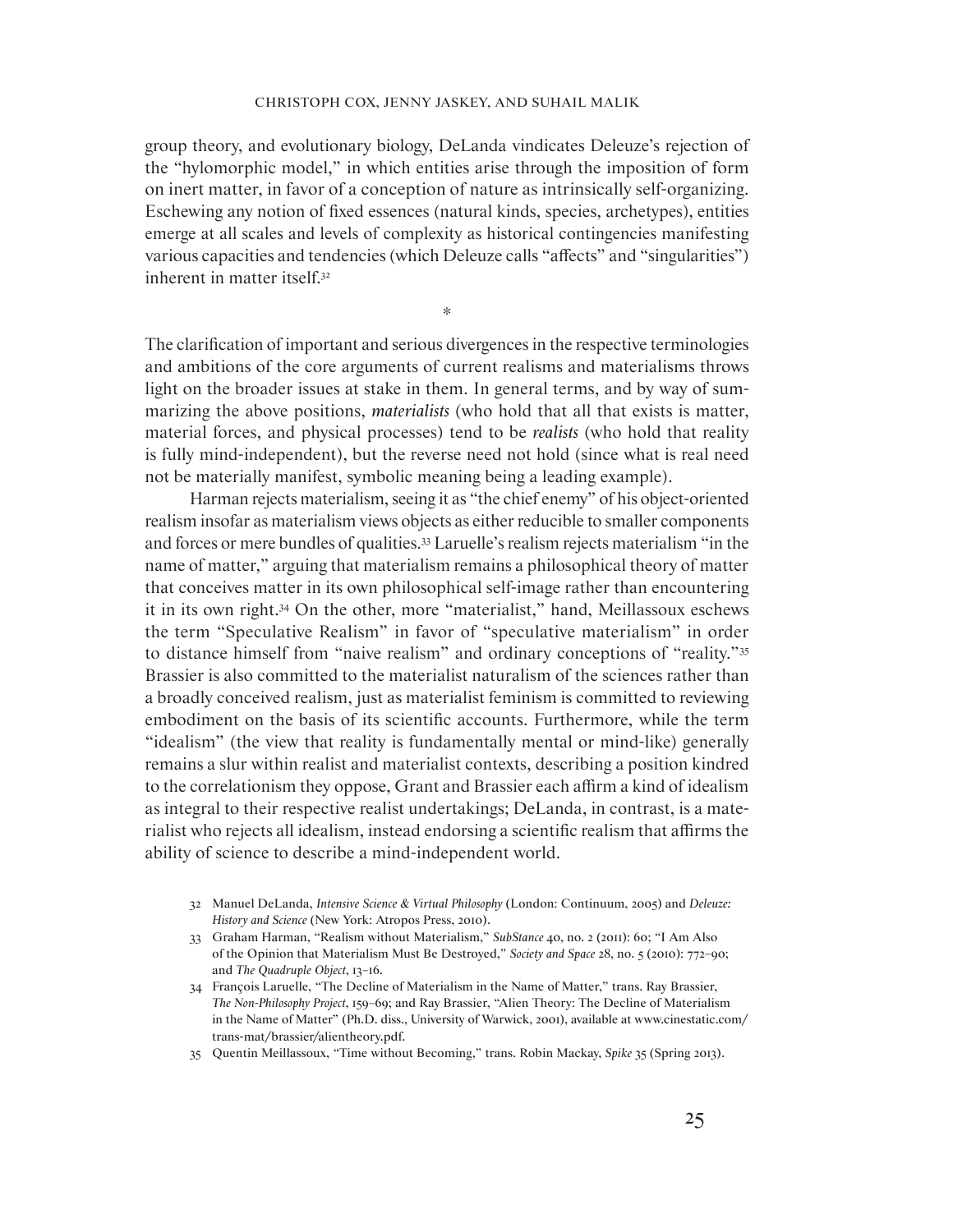group theory, and evolutionary biology, DeLanda vindicates Deleuze's rejection of the "hylomorphic model," in which entities arise through the imposition of form on inert matter, in favor of a conception of nature as intrinsically self-organizing. Eschewing any notion of fixed essences (natural kinds, species, archetypes), entities emerge at all scales and levels of complexity as historical contingencies manifesting various capacities and tendencies (which Deleuze calls "affects" and "singularities") inherent in matter itself.[32]

*

The clarification of important and serious divergences in the respective terminologies and ambitions of the core arguments of current realisms and materialisms throws light on the broader issues at stake in them. In general terms, and by way of summarizing the above positions, *materialists* (who hold that all that exists is matter, material forces, and physical processes) tend to be *realists* (who hold that reality is fully mind-independent), but the reverse need not hold (since what is real need not be materially manifest, symbolic meaning being a leading example).

Harman rejects materialism, seeing it as "the chief enemy" of his object-oriented realism insofar as materialism views objects as either reducible to smaller components and forces or mere bundles of qualities.[33] Laruelle's realism rejects materialism "in the name of matter," arguing that materialism remains a philosophical theory of matter that conceives matter in its own philosophical self-image rather than encountering it in its own right.[34] On the other, more "materialist," hand, Meillassoux eschews the term "Speculative Realism" in favor of "speculative materialism" in order to distance himself from "naive realism" and ordinary conceptions of "reality."[35] Brassier is also committed to the materialist naturalism of the sciences rather than a broadly conceived realism, just as materialist feminism is committed to reviewing embodiment on the basis of its scientific accounts. Furthermore, while the term "idealism" (the view that reality is fundamentally mental or mind-like) generally remains a slur within realist and materialist contexts, describing a position kindred to the correlationism they oppose, Grant and Brassier each affirm a kind of idealism as integral to their respective realist undertakings; DeLanda, in contrast, is a materialist who rejects all idealism, instead endorsing a scientific realism that affirms the ability of science to describe a mind-independent world.

32 Manuel DeLanda, *Intensive Science & Virtual Philosophy* (London: Continuum, 2005) and *Deleuze: History and Science* (New York: Atropos Press, 2010).

33 Graham Harman, "Realism without Materialism," *SubStance* 40, no. 2 (2011): 60; "I Am Also of the Opinion that Materialism Must Be Destroyed," *Society and Space* 28, no. 5 (2010): 772–90; and *The Quadruple Object*, 13–16.

34 François Laruelle, "The Decline of Materialism in the Name of Matter," trans. Ray Brassier, *The Non-Philosophy Project*, 159–69; and Ray Brassier, "Alien Theory: The Decline of Materialism in the Name of Matter" (Ph.D. diss., University of Warwick, 2001), available at www.cinestatic.com/trans-mat/brassier/alientheory.pdf.

35 Quentin Meillassoux, "Time without Becoming," trans. Robin Mackay, *Spike* 35 (Spring 2013).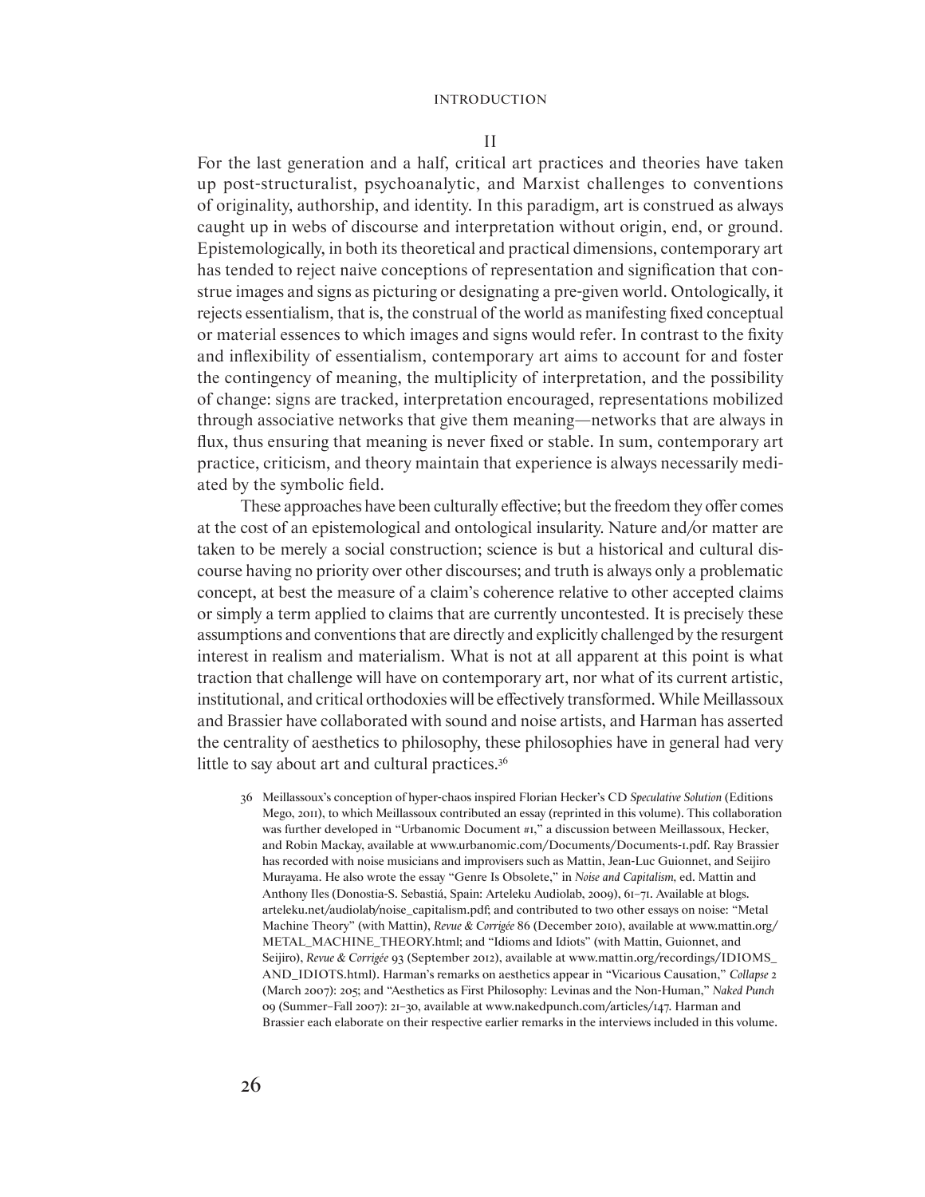## II

For the last generation and a half, critical art practices and theories have taken up post-structuralist, psychoanalytic, and Marxist challenges to conventions of originality, authorship, and identity. In this paradigm, art is construed as always caught up in webs of discourse and interpretation without origin, end, or ground. Epistemologically, in both its theoretical and practical dimensions, contemporary art has tended to reject naive conceptions of representation and signification that construe images and signs as picturing or designating a pre-given world. Ontologically, it rejects essentialism, that is, the construal of the world as manifesting fixed conceptual or material essences to which images and signs would refer. In contrast to the fixity and inflexibility of essentialism, contemporary art aims to account for and foster the contingency of meaning, the multiplicity of interpretation, and the possibility of change: signs are tracked, interpretation encouraged, representations mobilized through associative networks that give them meaning—networks that are always in flux, thus ensuring that meaning is never fixed or stable. In sum, contemporary art practice, criticism, and theory maintain that experience is always necessarily mediated by the symbolic field.

These approaches have been culturally effective; but the freedom they offer comes at the cost of an epistemological and ontological insularity. Nature and/or matter are taken to be merely a social construction; science is but a historical and cultural discourse having no priority over other discourses; and truth is always only a problematic concept, at best the measure of a claim's coherence relative to other accepted claims or simply a term applied to claims that are currently uncontested. It is precisely these assumptions and conventions that are directly and explicitly challenged by the resurgent interest in realism and materialism. What is not at all apparent at this point is what traction that challenge will have on contemporary art, nor what of its current artistic, institutional, and critical orthodoxies will be effectively transformed. While Meillassoux and Brassier have collaborated with sound and noise artists, and Harman has asserted the centrality of aesthetics to philosophy, these philosophies have in general had very little to say about art and cultural practices.[36]

36 Meillassoux's conception of hyper-chaos inspired Florian Hecker's CD *Speculative Solution* (Editions Mego, 2011), to which Meillassoux contributed an essay (reprinted in this volume). This collaboration was further developed in "Urbanomic Document #1," a discussion between Meillassoux, Hecker, and Robin Mackay, available at www.urbanomic.com/Documents/Documents-1.pdf. Ray Brassier has recorded with noise musicians and improvisers such as Mattin, Jean-Luc Guionnet, and Seijiro Murayama. He also wrote the essay "Genre Is Obsolete," in *Noise and Capitalism*, ed. Mattin and Anthony Iles (Donostia-S. Sebastiá, Spain: Arteleku Audiolab, 2009), 61–71. Available at blogs.arteleku.net/audiolab/noise_capitalism.pdf; and contributed to two other essays on noise: "Metal Machine Theory" (with Mattin), *Revue & Corrigée* 86 (December 2010), available at www.mattin.org/METAL_MACHINE_THEORY.html; and "Idioms and Idiots" (with Mattin, Guionnet, and Seijiro), *Revue & Corrigée* 93 (September 2012), available at www.mattin.org/recordings/IDIOMS_AND_IDIOTS.html). Harman's remarks on aesthetics appear in "Vicarious Causation," *Collapse* 2 (March 2007): 205; and "Aesthetics as First Philosophy: Levinas and the Non-Human," *Naked Punch* 09 (Summer–Fall 2007): 21–30, available at www.nakedpunch.com/articles/147. Harman and Brassier each elaborate on their respective earlier remarks in the interviews included in this volume.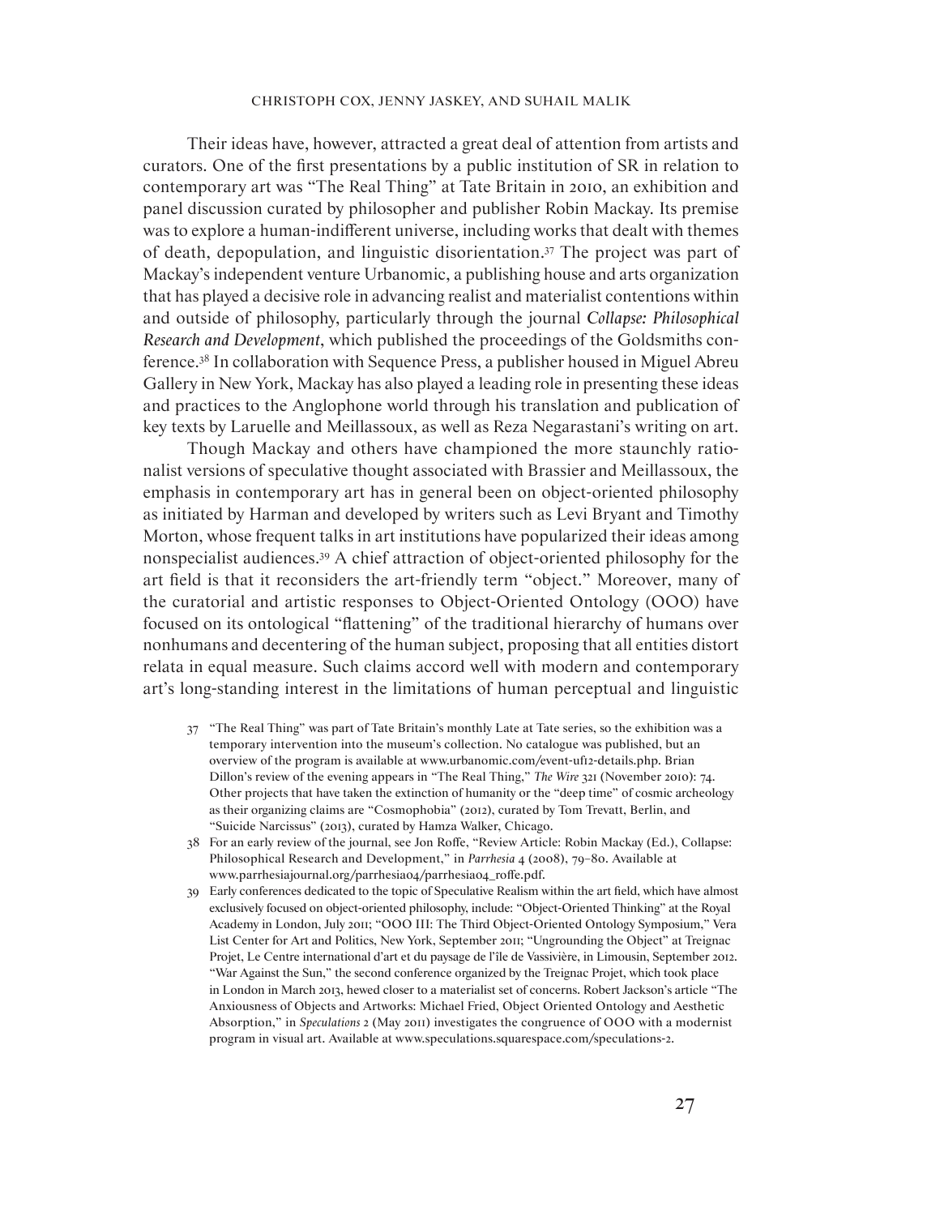Their ideas have, however, attracted a great deal of attention from artists and curators. One of the first presentations by a public institution of SR in relation to contemporary art was "The Real Thing" at Tate Britain in 2010, an exhibition and panel discussion curated by philosopher and publisher Robin Mackay. Its premise was to explore a human-indifferent universe, including works that dealt with themes of death, depopulation, and linguistic disorientation.[37] The project was part of Mackay's independent venture Urbanomic, a publishing house and arts organization that has played a decisive role in advancing realist and materialist contentions within and outside of philosophy, particularly through the journal *Collapse: Philosophical Research and Development*, which published the proceedings of the Goldsmiths conference.[38] In collaboration with Sequence Press, a publisher housed in Miguel Abreu Gallery in New York, Mackay has also played a leading role in presenting these ideas and practices to the Anglophone world through his translation and publication of key texts by Laruelle and Meillassoux, as well as Reza Negarastani's writing on art.

Though Mackay and others have championed the more staunchly rationalist versions of speculative thought associated with Brassier and Meillassoux, the emphasis in contemporary art has in general been on object-oriented philosophy as initiated by Harman and developed by writers such as Levi Bryant and Timothy Morton, whose frequent talks in art institutions have popularized their ideas among nonspecialist audiences.[39] A chief attraction of object-oriented philosophy for the art field is that it reconsiders the art-friendly term "object." Moreover, many of the curatorial and artistic responses to Object-Oriented Ontology (OOO) have focused on its ontological "flattening" of the traditional hierarchy of humans over nonhumans and decentering of the human subject, proposing that all entities distort relata in equal measure. Such claims accord well with modern and contemporary art's long-standing interest in the limitations of human perceptual and linguistic

37 "The Real Thing" was part of Tate Britain's monthly Late at Tate series, so the exhibition was a temporary intervention into the museum's collection. No catalogue was published, but an overview of the program is available at www.urbanomic.com/event-uf12-details.php. Brian Dillon's review of the evening appears in "The Real Thing," *The Wire* 321 (November 2010): 74. Other projects that have taken the extinction of humanity or the "deep time" of cosmic archeology as their organizing claims are "Cosmophobia" (2012), curated by Tom Trevatt, Berlin, and "Suicide Narcissus" (2013), curated by Hamza Walker, Chicago.

38 For an early review of the journal, see Jon Roffe, "Review Article: Robin Mackay (Ed.), Collapse: Philosophical Research and Development," in *Parrhesia* 4 (2008), 79–80. Available at www.parrhesiajournal.org/parrhesia04/parrhesia04_roffe.pdf.

39 Early conferences dedicated to the topic of Speculative Realism within the art field, which have almost exclusively focused on object-oriented philosophy, include: "Object-Oriented Thinking" at the Royal Academy in London, July 2011; "OOO III: The Third Object-Oriented Ontology Symposium," Vera List Center for Art and Politics, New York, September 2011; "Ungrounding the Object" at Treignac Projet, Le Centre international d'art et du paysage de l'île de Vassivière, in Limousin, September 2012. "War Against the Sun," the second conference organized by the Treignac Projet, which took place in London in March 2013, hewed closer to a materialist set of concerns. Robert Jackson's article "The Anxiousness of Objects and Artworks: Michael Fried, Object Oriented Ontology and Aesthetic Absorption," in *Speculations* 2 (May 2011) investigates the congruence of OOO with a modernist program in visual art. Available at www.speculations.squarespace.com/speculations-2.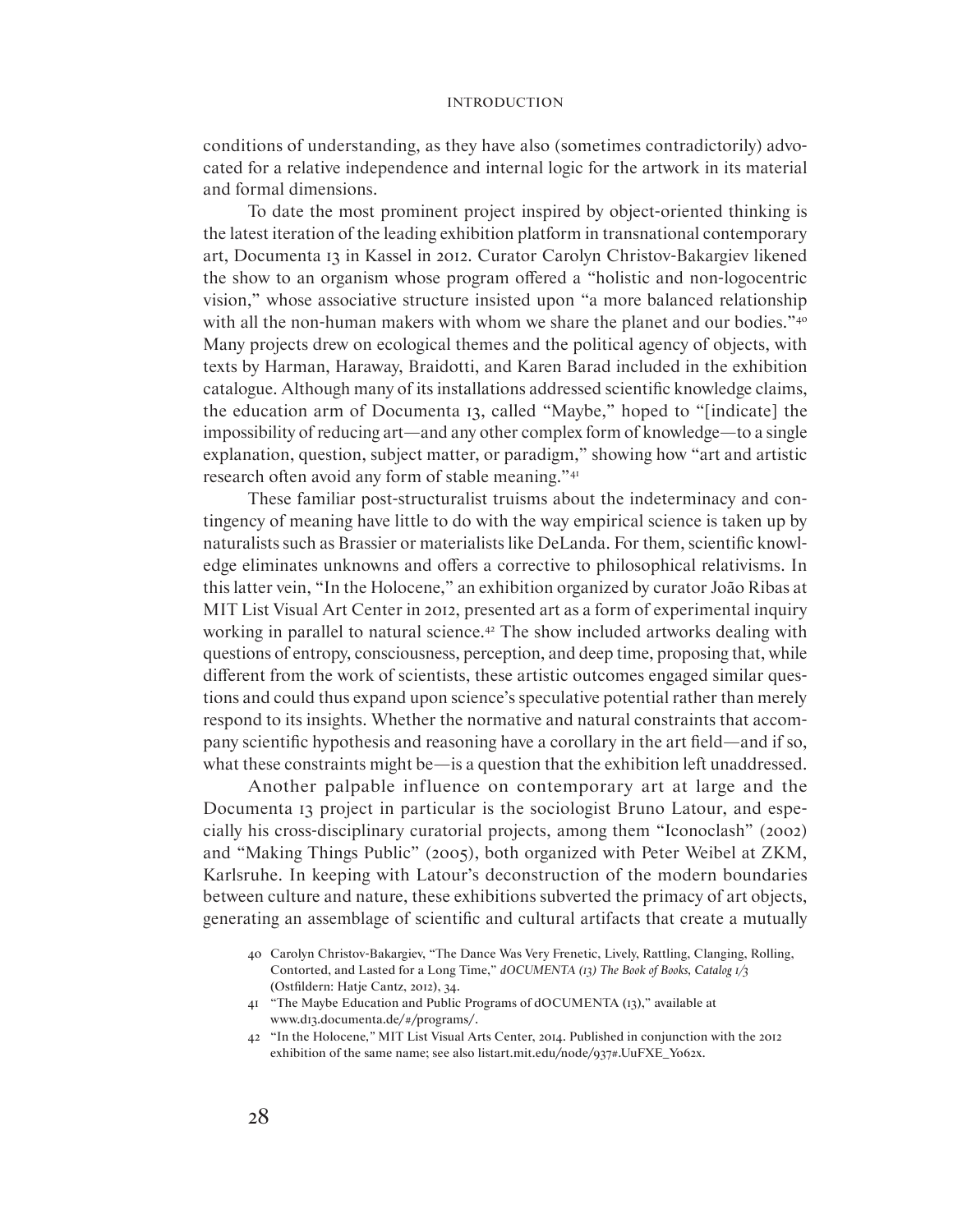conditions of understanding, as they have also (sometimes contradictorily) advocated for a relative independence and internal logic for the artwork in its material and formal dimensions.

To date the most prominent project inspired by object-oriented thinking is the latest iteration of the leading exhibition platform in transnational contemporary art, Documenta 13 in Kassel in 2012. Curator Carolyn Christov-Bakargiev likened the show to an organism whose program offered a "holistic and non-logocentric vision," whose associative structure insisted upon "a more balanced relationship with all the non-human makers with whom we share the planet and our bodies."[40] Many projects drew on ecological themes and the political agency of objects, with texts by Harman, Haraway, Braidotti, and Karen Barad included in the exhibition catalogue. Although many of its installations addressed scientific knowledge claims, the education arm of Documenta 13, called "Maybe," hoped to "[indicate] the impossibility of reducing art—and any other complex form of knowledge—to a single explanation, question, subject matter, or paradigm," showing how "art and artistic research often avoid any form of stable meaning."[41]

These familiar post-structuralist truisms about the indeterminacy and contingency of meaning have little to do with the way empirical science is taken up by naturalists such as Brassier or materialists like DeLanda. For them, scientific knowledge eliminates unknowns and offers a corrective to philosophical relativisms. In this latter vein, "In the Holocene," an exhibition organized by curator João Ribas at MIT List Visual Art Center in 2012, presented art as a form of experimental inquiry working in parallel to natural science.[42] The show included artworks dealing with questions of entropy, consciousness, perception, and deep time, proposing that, while different from the work of scientists, these artistic outcomes engaged similar questions and could thus expand upon science's speculative potential rather than merely respond to its insights. Whether the normative and natural constraints that accompany scientific hypothesis and reasoning have a corollary in the art field—and if so, what these constraints might be—is a question that the exhibition left unaddressed.

Another palpable influence on contemporary art at large and the Documenta 13 project in particular is the sociologist Bruno Latour, and especially his cross-disciplinary curatorial projects, among them "Iconoclash" (2002) and "Making Things Public" (2005), both organized with Peter Weibel at ZKM, Karlsruhe. In keeping with Latour's deconstruction of the modern boundaries between culture and nature, these exhibitions subverted the primacy of art objects, generating an assemblage of scientific and cultural artifacts that create a mutually

40 Carolyn Christov-Bakargiev, "The Dance Was Very Frenetic, Lively, Rattling, Clanging, Rolling, Contorted, and Lasted for a Long Time," *dOCUMENTA (13) The Book of Books, Catalog 1/3* (Ostfildern: Hatje Cantz, 2012), 34.

41 "The Maybe Education and Public Programs of dOCUMENTA (13)," available at www.d13.documenta.de/#/programs/.

42 "In the Holocene," MIT List Visual Arts Center, 2014. Published in conjunction with the 2012 exhibition of the same name; see also listart.mit.edu/node/937#.UuFXE_Yo62x.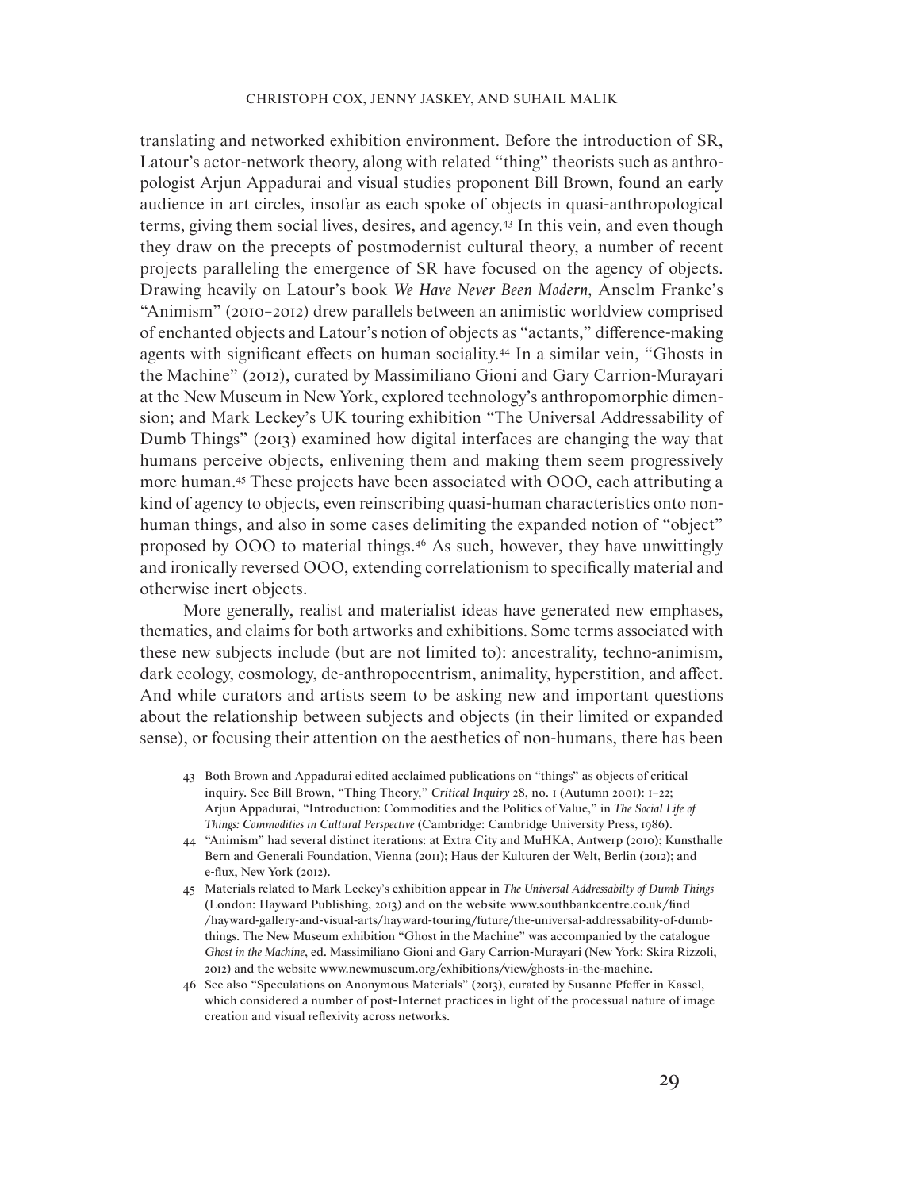translating and networked exhibition environment. Before the introduction of SR, Latour's actor-network theory, along with related "thing" theorists such as anthropologist Arjun Appadurai and visual studies proponent Bill Brown, found an early audience in art circles, insofar as each spoke of objects in quasi-anthropological terms, giving them social lives, desires, and agency.[43] In this vein, and even though they draw on the precepts of postmodernist cultural theory, a number of recent projects paralleling the emergence of SR have focused on the agency of objects. Drawing heavily on Latour's book *We Have Never Been Modern*, Anselm Franke's "Animism" (2010–2012) drew parallels between an animistic worldview comprised of enchanted objects and Latour's notion of objects as "actants," difference-making agents with significant effects on human sociality.[44] In a similar vein, "Ghosts in the Machine" (2012), curated by Massimiliano Gioni and Gary Carrion-Murayari at the New Museum in New York, explored technology's anthropomorphic dimension; and Mark Leckey's UK touring exhibition "The Universal Addressability of Dumb Things" (2013) examined how digital interfaces are changing the way that humans perceive objects, enlivening them and making them seem progressively more human.[45] These projects have been associated with OOO, each attributing a kind of agency to objects, even reinscribing quasi-human characteristics onto nonhuman things, and also in some cases delimiting the expanded notion of "object" proposed by OOO to material things.[46] As such, however, they have unwittingly and ironically reversed OOO, extending correlationism to specifically material and otherwise inert objects.

More generally, realist and materialist ideas have generated new emphases, thematics, and claims for both artworks and exhibitions. Some terms associated with these new subjects include (but are not limited to): ancestrality, techno-animism, dark ecology, cosmology, de-anthropocentrism, animality, hyperstition, and affect. And while curators and artists seem to be asking new and important questions about the relationship between subjects and objects (in their limited or expanded sense), or focusing their attention on the aesthetics of non-humans, there has been

43 Both Brown and Appadurai edited acclaimed publications on "things" as objects of critical inquiry. See Bill Brown, "Thing Theory," *Critical Inquiry* 28, no. 1 (Autumn 2001): 1–22; Arjun Appadurai, "Introduction: Commodities and the Politics of Value," in *The Social Life of Things: Commodities in Cultural Perspective* (Cambridge: Cambridge University Press, 1986).

44 "Animism" had several distinct iterations: at Extra City and MuHKA, Antwerp (2010); Kunsthalle Bern and Generali Foundation, Vienna (2011); Haus der Kulturen der Welt, Berlin (2012); and e-flux, New York (2012).

45 Materials related to Mark Leckey's exhibition appear in *The Universal Addressabilty of Dumb Things* (London: Hayward Publishing, 2013) and on the website www.southbankcentre.co.uk/find/hayward-gallery-and-visual-arts/hayward-touring/future/the-universal-addressability-of-dumb-things. The New Museum exhibition "Ghost in the Machine" was accompanied by the catalogue *Ghost in the Machine*, ed. Massimiliano Gioni and Gary Carrion-Murayari (New York: Skira Rizzoli, 2012) and the website www.newmuseum.org/exhibitions/view/ghosts-in-the-machine.

46 See also "Speculations on Anonymous Materials" (2013), curated by Susanne Pfeffer in Kassel, which considered a number of post-Internet practices in light of the processual nature of image creation and visual reflexivity across networks.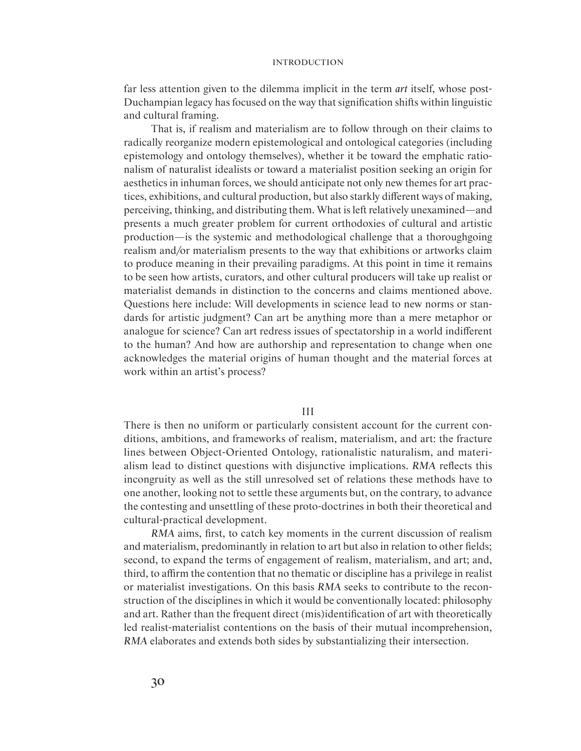far less attention given to the dilemma implicit in the term *art* itself, whose post-Duchampian legacy has focused on the way that signification shifts within linguistic and cultural framing.

That is, if realism and materialism are to follow through on their claims to radically reorganize modern epistemological and ontological categories (including epistemology and ontology themselves), whether it be toward the emphatic rationalism of naturalist idealists or toward a materialist position seeking an origin for aesthetics in inhuman forces, we should anticipate not only new themes for art practices, exhibitions, and cultural production, but also starkly different ways of making, perceiving, thinking, and distributing them. What is left relatively unexamined—and presents a much greater problem for current orthodoxies of cultural and artistic production—is the systemic and methodological challenge that a thoroughgoing realism and/or materialism presents to the way that exhibitions or artworks claim to produce meaning in their prevailing paradigms. At this point in time it remains to be seen how artists, curators, and other cultural producers will take up realist or materialist demands in distinction to the concerns and claims mentioned above. Questions here include: Will developments in science lead to new norms or standards for artistic judgment? Can art be anything more than a mere metaphor or analogue for science? Can art redress issues of spectatorship in a world indifferent to the human? And how are authorship and representation to change when one acknowledges the material origins of human thought and the material forces at work within an artist's process?

## III

There is then no uniform or particularly consistent account for the current conditions, ambitions, and frameworks of realism, materialism, and art: the fracture lines between Object-Oriented Ontology, rationalistic naturalism, and materialism lead to distinct questions with disjunctive implications. *RMA* reflects this incongruity as well as the still unresolved set of relations these methods have to one another, looking not to settle these arguments but, on the contrary, to advance the contesting and unsettling of these proto-doctrines in both their theoretical and cultural-practical development.

*RMA* aims, first, to catch key moments in the current discussion of realism and materialism, predominantly in relation to art but also in relation to other fields; second, to expand the terms of engagement of realism, materialism, and art; and, third, to affirm the contention that no thematic or discipline has a privilege in realist or materialist investigations. On this basis *RMA* seeks to contribute to the reconstruction of the disciplines in which it would be conventionally located: philosophy and art. Rather than the frequent direct (mis)identification of art with theoretically led realist-materialist contentions on the basis of their mutual incomprehension, *RMA* elaborates and extends both sides by substantializing their intersection.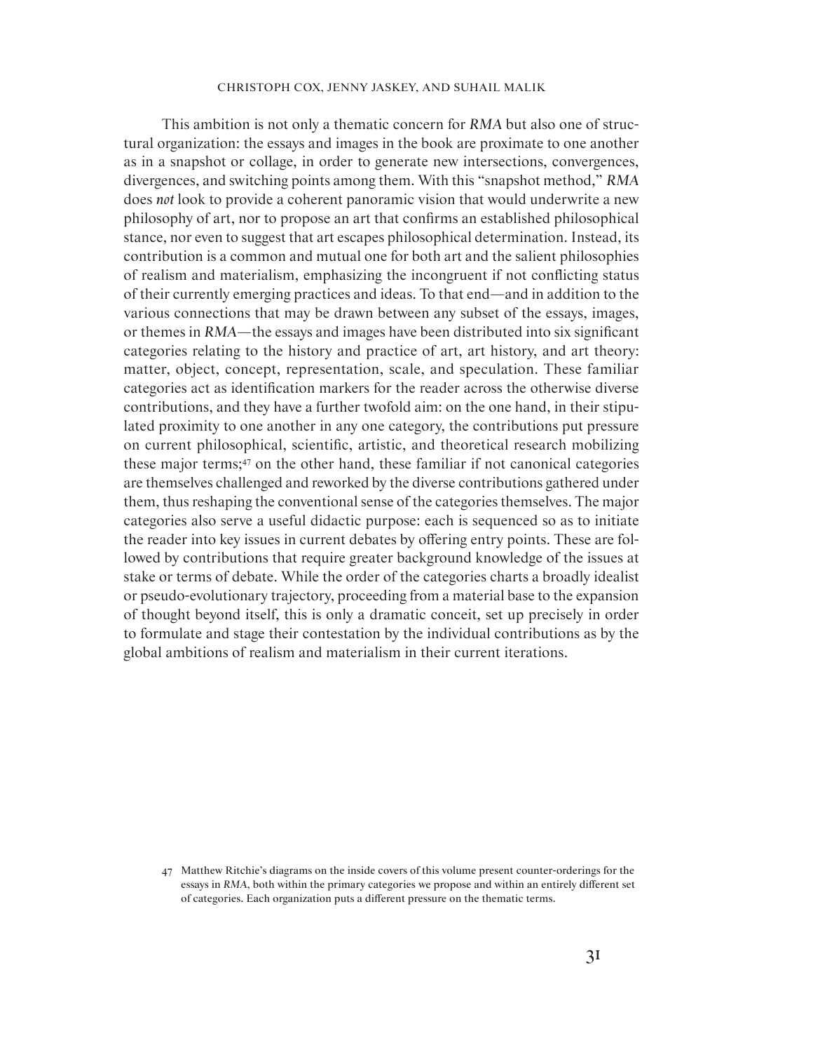This ambition is not only a thematic concern for *RMA* but also one of structural organization: the essays and images in the book are proximate to one another as in a snapshot or collage, in order to generate new intersections, convergences, divergences, and switching points among them. With this "snapshot method," *RMA* does ***not*** look to provide a coherent panoramic vision that would underwrite a new philosophy of art, nor to propose an art that confirms an established philosophical stance, nor even to suggest that art escapes philosophical determination. Instead, its contribution is a common and mutual one for both art and the salient philosophies of realism and materialism, emphasizing the incongruent if not conflicting status of their currently emerging practices and ideas. To that end—and in addition to the various connections that may be drawn between any subset of the essays, images, or themes in *RMA*—the essays and images have been distributed into six significant categories relating to the history and practice of art, art history, and art theory: matter, object, concept, representation, scale, and speculation. These familiar categories act as identification markers for the reader across the otherwise diverse contributions, and they have a further twofold aim: on the one hand, in their stipulated proximity to one another in any one category, the contributions put pressure on current philosophical, scientific, artistic, and theoretical research mobilizing these major terms;[47] on the other hand, these familiar if not canonical categories are themselves challenged and reworked by the diverse contributions gathered under them, thus reshaping the conventional sense of the categories themselves. The major categories also serve a useful didactic purpose: each is sequenced so as to initiate the reader into key issues in current debates by offering entry points. These are followed by contributions that require greater background knowledge of the issues at stake or terms of debate. While the order of the categories charts a broadly idealist or pseudo-evolutionary trajectory, proceeding from a material base to the expansion of thought beyond itself, this is only a dramatic conceit, set up precisely in order to formulate and stage their contestation by the individual contributions as by the global ambitions of realism and materialism in their current iterations.

47 Matthew Ritchie's diagrams on the inside covers of this volume present counter-orderings for the essays in *RMA*, both within the primary categories we propose and within an entirely different set of categories. Each organization puts a different pressure on the thematic terms.